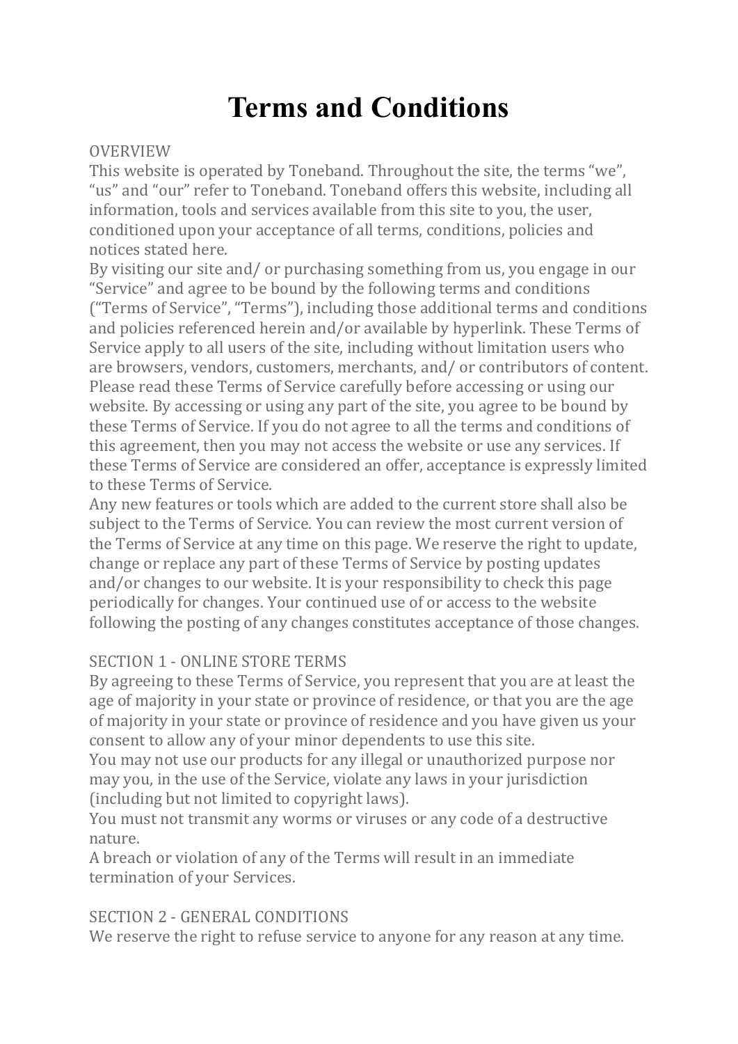# Terms and Conditions

OVERVIEW

This website is operated by Toneband. Throughout the site, the terms “we”, “us” and “our” refer to Toneband. Toneband offers this website, including all information, tools and services available from this site to you, the user, conditioned upon your acceptance of all terms, conditions, policies and notices stated here.

By visiting our site and/ or purchasing something from us, you engage in our “Service” and agree to be bound by the following terms and conditions (“Terms of Service”, “Terms”), including those additional terms and conditions and policies referenced herein and/or available by hyperlink. These Terms of Service apply to all users of the site, including without limitation users who are browsers, vendors, customers, merchants, and/ or contributors of content. Please read these Terms of Service carefully before accessing or using our website. By accessing or using any part of the site, you agree to be bound by these Terms of Service. If you do not agree to all the terms and conditions of this agreement, then you may not access the website or use any services. If these Terms of Service are considered an offer, acceptance is expressly limited to these Terms of Service.

Any new features or tools which are added to the current store shall also be subject to the Terms of Service. You can review the most current version of the Terms of Service at any time on this page. We reserve the right to update, change or replace any part of these Terms of Service by posting updates and/or changes to our website. It is your responsibility to check this page periodically for changes. Your continued use of or access to the website following the posting of any changes constitutes acceptance of those changes.

SECTION 1 - ONLINE STORE TERMS

By agreeing to these Terms of Service, you represent that you are at least the age of majority in your state or province of residence, or that you are the age of majority in your state or province of residence and you have given us your consent to allow any of your minor dependents to use this site.

You may not use our products for any illegal or unauthorized purpose nor may you, in the use of the Service, violate any laws in your jurisdiction (including but not limited to copyright laws).

You must not transmit any worms or viruses or any code of a destructive nature.

A breach or violation of any of the Terms will result in an immediate termination of your Services.

SECTION 2 - GENERAL CONDITIONS

We reserve the right to refuse service to anyone for any reason at any time.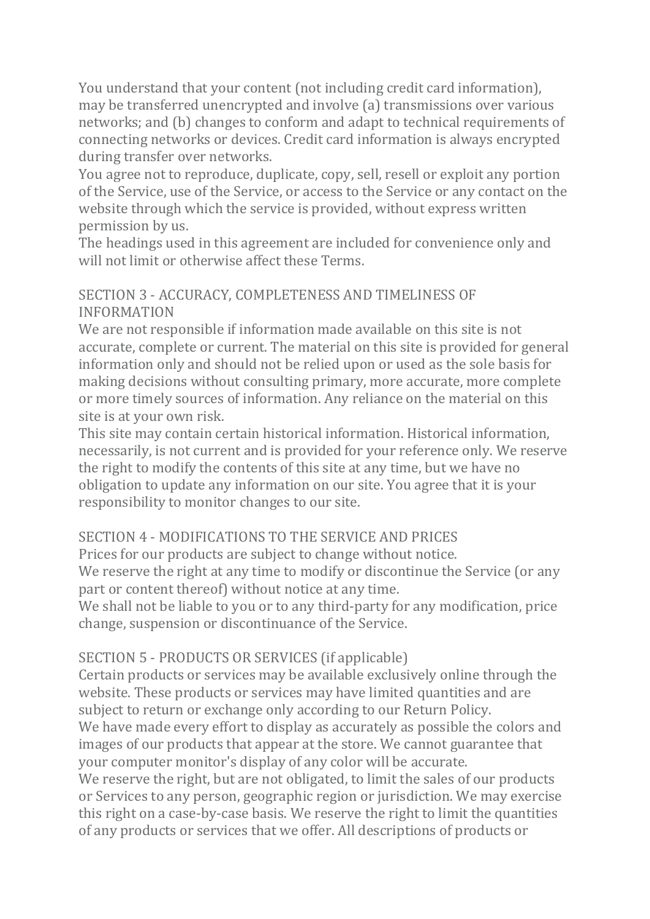You understand that your content (not including credit card information), may be transferred unencrypted and involve (a) transmissions over various networks; and (b) changes to conform and adapt to technical requirements of connecting networks or devices. Credit card information is always encrypted during transfer over networks.

You agree not to reproduce, duplicate, copy, sell, resell or exploit any portion of the Service, use of the Service, or access to the Service or any contact on the website through which the service is provided, without express written permission by us.

The headings used in this agreement are included for convenience only and will not limit or otherwise affect these Terms.

## SECTION 3 - ACCURACY, COMPLETENESS AND TIMELINESS OF INFORMATION

We are not responsible if information made available on this site is not accurate, complete or current. The material on this site is provided for general information only and should not be relied upon or used as the sole basis for making decisions without consulting primary, more accurate, more complete or more timely sources of information. Any reliance on the material on this site is at your own risk.

This site may contain certain historical information. Historical information, necessarily, is not current and is provided for your reference only. We reserve the right to modify the contents of this site at any time, but we have no obligation to update any information on our site. You agree that it is your responsibility to monitor changes to our site.

## SECTION 4 - MODIFICATIONS TO THE SERVICE AND PRICES

Prices for our products are subject to change without notice.

We reserve the right at any time to modify or discontinue the Service (or any part or content thereof) without notice at any time.

We shall not be liable to you or to any third-party for any modification, price change, suspension or discontinuance of the Service.

## SECTION 5 - PRODUCTS OR SERVICES (if applicable)

Certain products or services may be available exclusively online through the website. These products or services may have limited quantities and are subject to return or exchange only according to our Return Policy.

We have made every effort to display as accurately as possible the colors and images of our products that appear at the store. We cannot guarantee that your computer monitor's display of any color will be accurate.

We reserve the right, but are not obligated, to limit the sales of our products or Services to any person, geographic region or jurisdiction. We may exercise this right on a case-by-case basis. We reserve the right to limit the quantities of any products or services that we offer. All descriptions of products or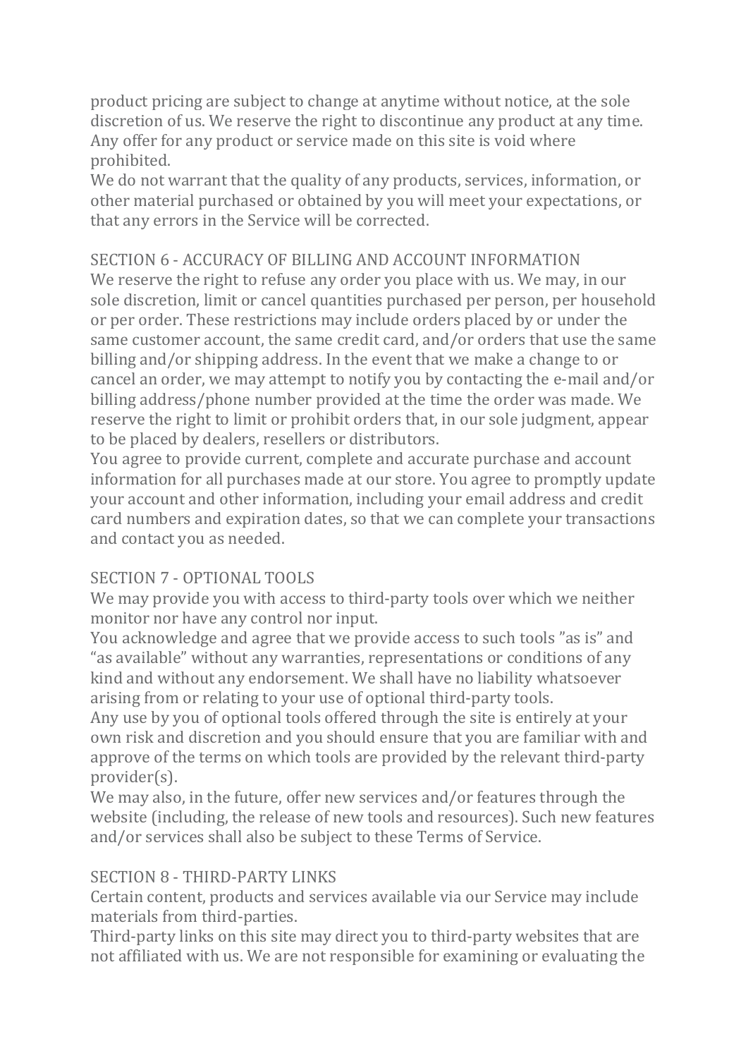product pricing are subject to change at anytime without notice, at the sole discretion of us. We reserve the right to discontinue any product at any time. Any offer for any product or service made on this site is void where prohibited.

We do not warrant that the quality of any products, services, information, or other material purchased or obtained by you will meet your expectations, or that any errors in the Service will be corrected.

## SECTION 6 - ACCURACY OF BILLING AND ACCOUNT INFORMATION

We reserve the right to refuse any order you place with us. We may, in our sole discretion, limit or cancel quantities purchased per person, per household or per order. These restrictions may include orders placed by or under the same customer account, the same credit card, and/or orders that use the same billing and/or shipping address. In the event that we make a change to or cancel an order, we may attempt to notify you by contacting the e-mail and/or billing address/phone number provided at the time the order was made. We reserve the right to limit or prohibit orders that, in our sole judgment, appear to be placed by dealers, resellers or distributors.

You agree to provide current, complete and accurate purchase and account information for all purchases made at our store. You agree to promptly update your account and other information, including your email address and credit card numbers and expiration dates, so that we can complete your transactions and contact you as needed.

## SECTION 7 - OPTIONAL TOOLS

We may provide you with access to third-party tools over which we neither monitor nor have any control nor input.

You acknowledge and agree that we provide access to such tools "as is" and "as available" without any warranties, representations or conditions of any kind and without any endorsement. We shall have no liability whatsoever arising from or relating to your use of optional third-party tools.

Any use by you of optional tools offered through the site is entirely at your own risk and discretion and you should ensure that you are familiar with and approve of the terms on which tools are provided by the relevant third-party provider(s).

We may also, in the future, offer new services and/or features through the website (including, the release of new tools and resources). Such new features and/or services shall also be subject to these Terms of Service.

## SECTION 8 - THIRD-PARTY LINKS

Certain content, products and services available via our Service may include materials from third-parties.

Third-party links on this site may direct you to third-party websites that are not affiliated with us. We are not responsible for examining or evaluating the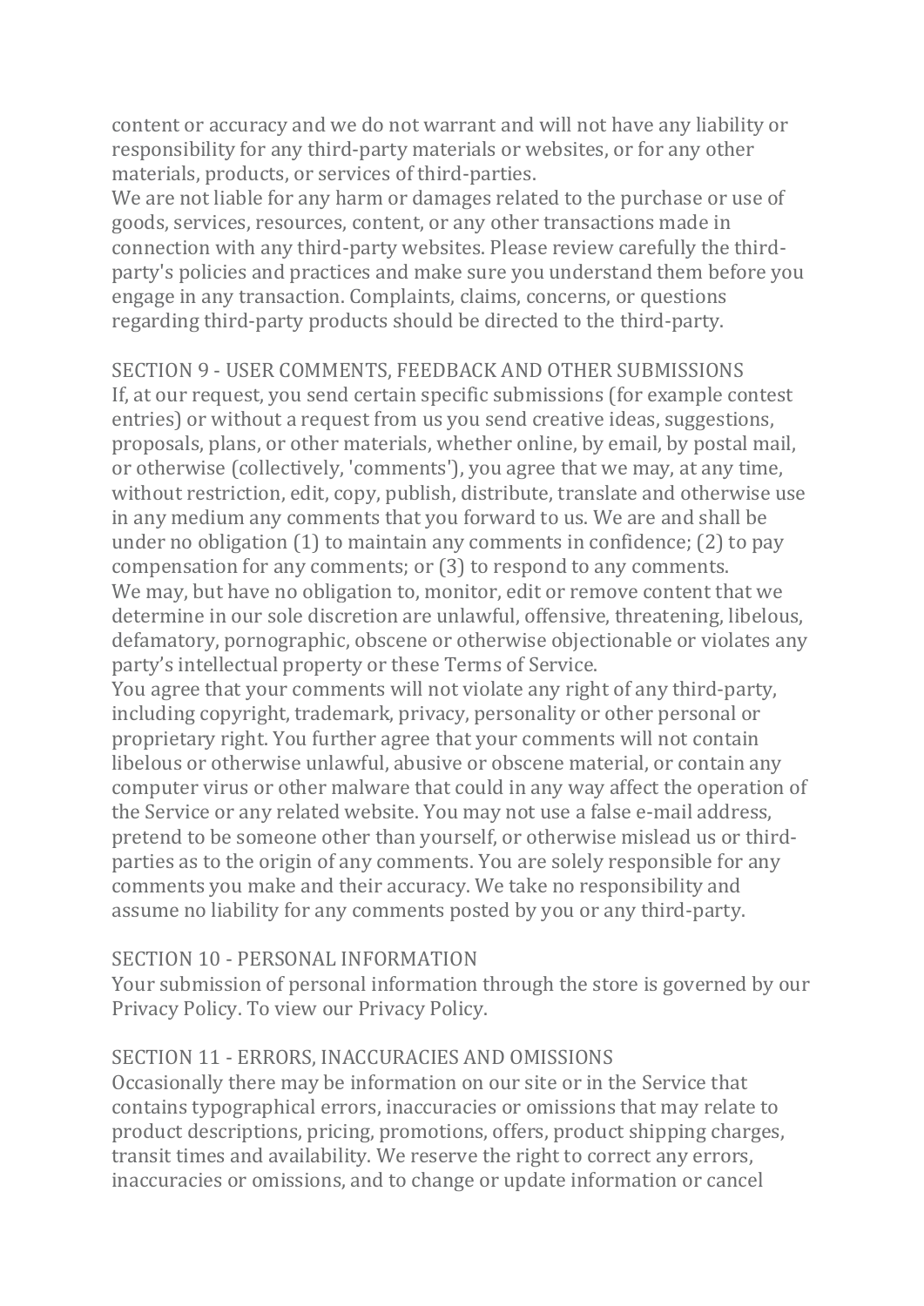content or accuracy and we do not warrant and will not have any liability or responsibility for any third-party materials or websites, or for any other materials, products, or services of third-parties.

We are not liable for any harm or damages related to the purchase or use of goods, services, resources, content, or any other transactions made in connection with any third-party websites. Please review carefully the third-party's policies and practices and make sure you understand them before you engage in any transaction. Complaints, claims, concerns, or questions regarding third-party products should be directed to the third-party.

## SECTION 9 - USER COMMENTS, FEEDBACK AND OTHER SUBMISSIONS

If, at our request, you send certain specific submissions (for example contest entries) or without a request from us you send creative ideas, suggestions, proposals, plans, or other materials, whether online, by email, by postal mail, or otherwise (collectively, 'comments'), you agree that we may, at any time, without restriction, edit, copy, publish, distribute, translate and otherwise use in any medium any comments that you forward to us. We are and shall be under no obligation (1) to maintain any comments in confidence; (2) to pay compensation for any comments; or (3) to respond to any comments.

We may, but have no obligation to, monitor, edit or remove content that we determine in our sole discretion are unlawful, offensive, threatening, libelous, defamatory, pornographic, obscene or otherwise objectionable or violates any party's intellectual property or these Terms of Service.

You agree that your comments will not violate any right of any third-party, including copyright, trademark, privacy, personality or other personal or proprietary right. You further agree that your comments will not contain libelous or otherwise unlawful, abusive or obscene material, or contain any computer virus or other malware that could in any way affect the operation of the Service or any related website. You may not use a false e-mail address, pretend to be someone other than yourself, or otherwise mislead us or third-parties as to the origin of any comments. You are solely responsible for any comments you make and their accuracy. We take no responsibility and assume no liability for any comments posted by you or any third-party.

## SECTION 10 - PERSONAL INFORMATION

Your submission of personal information through the store is governed by our Privacy Policy. To view our Privacy Policy.

## SECTION 11 - ERRORS, INACCURACIES AND OMISSIONS

Occasionally there may be information on our site or in the Service that contains typographical errors, inaccuracies or omissions that may relate to product descriptions, pricing, promotions, offers, product shipping charges, transit times and availability. We reserve the right to correct any errors, inaccuracies or omissions, and to change or update information or cancel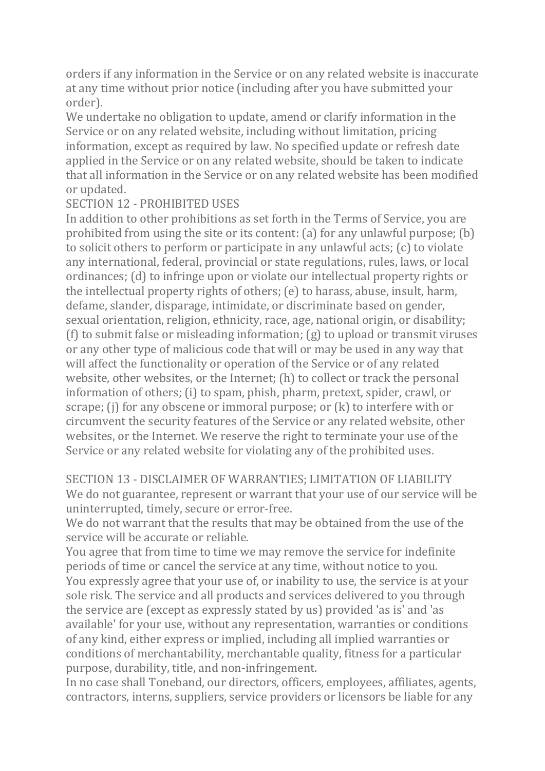orders if any information in the Service or on any related website is inaccurate at any time without prior notice (including after you have submitted your order).

We undertake no obligation to update, amend or clarify information in the Service or on any related website, including without limitation, pricing information, except as required by law. No specified update or refresh date applied in the Service or on any related website, should be taken to indicate that all information in the Service or on any related website has been modified or updated.

## SECTION 12 - PROHIBITED USES

In addition to other prohibitions as set forth in the Terms of Service, you are prohibited from using the site or its content: (a) for any unlawful purpose; (b) to solicit others to perform or participate in any unlawful acts; (c) to violate any international, federal, provincial or state regulations, rules, laws, or local ordinances; (d) to infringe upon or violate our intellectual property rights or the intellectual property rights of others; (e) to harass, abuse, insult, harm, defame, slander, disparage, intimidate, or discriminate based on gender, sexual orientation, religion, ethnicity, race, age, national origin, or disability; (f) to submit false or misleading information; (g) to upload or transmit viruses or any other type of malicious code that will or may be used in any way that will affect the functionality or operation of the Service or of any related website, other websites, or the Internet; (h) to collect or track the personal information of others; (i) to spam, phish, pharm, pretext, spider, crawl, or scrape; (j) for any obscene or immoral purpose; or (k) to interfere with or circumvent the security features of the Service or any related website, other websites, or the Internet. We reserve the right to terminate your use of the Service or any related website for violating any of the prohibited uses.

## SECTION 13 - DISCLAIMER OF WARRANTIES; LIMITATION OF LIABILITY

We do not guarantee, represent or warrant that your use of our service will be uninterrupted, timely, secure or error-free.

We do not warrant that the results that may be obtained from the use of the service will be accurate or reliable.

You agree that from time to time we may remove the service for indefinite periods of time or cancel the service at any time, without notice to you.

You expressly agree that your use of, or inability to use, the service is at your sole risk. The service and all products and services delivered to you through the service are (except as expressly stated by us) provided 'as is' and 'as available' for your use, without any representation, warranties or conditions of any kind, either express or implied, including all implied warranties or conditions of merchantability, merchantable quality, fitness for a particular purpose, durability, title, and non-infringement.

In no case shall Toneband, our directors, officers, employees, affiliates, agents, contractors, interns, suppliers, service providers or licensors be liable for any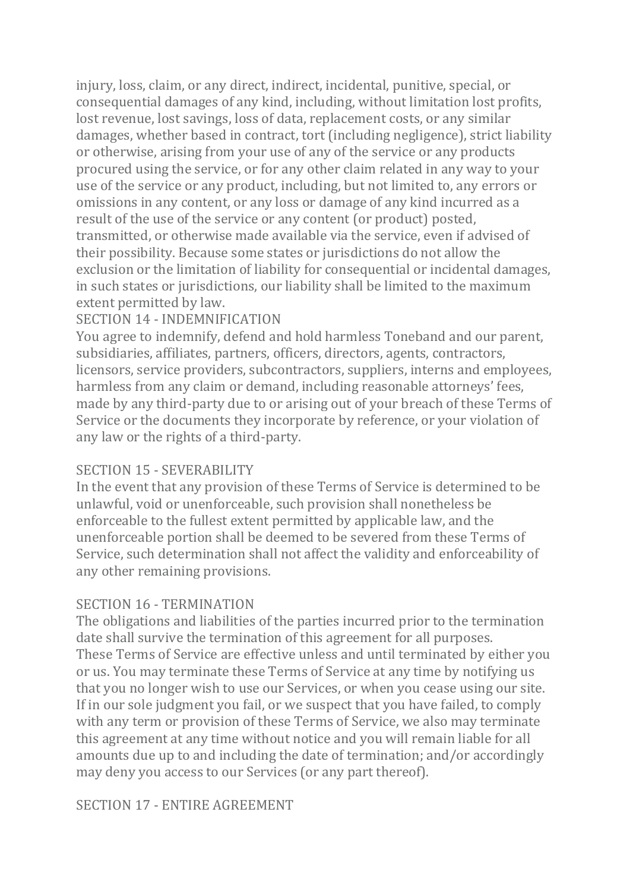injury, loss, claim, or any direct, indirect, incidental, punitive, special, or consequential damages of any kind, including, without limitation lost profits, lost revenue, lost savings, loss of data, replacement costs, or any similar damages, whether based in contract, tort (including negligence), strict liability or otherwise, arising from your use of any of the service or any products procured using the service, or for any other claim related in any way to your use of the service or any product, including, but not limited to, any errors or omissions in any content, or any loss or damage of any kind incurred as a result of the use of the service or any content (or product) posted, transmitted, or otherwise made available via the service, even if advised of their possibility. Because some states or jurisdictions do not allow the exclusion or the limitation of liability for consequential or incidental damages, in such states or jurisdictions, our liability shall be limited to the maximum extent permitted by law.

## SECTION 14 - INDEMNIFICATION

You agree to indemnify, defend and hold harmless Toneband and our parent, subsidiaries, affiliates, partners, officers, directors, agents, contractors, licensors, service providers, subcontractors, suppliers, interns and employees, harmless from any claim or demand, including reasonable attorneys' fees, made by any third-party due to or arising out of your breach of these Terms of Service or the documents they incorporate by reference, or your violation of any law or the rights of a third-party.

## SECTION 15 - SEVERABILITY

In the event that any provision of these Terms of Service is determined to be unlawful, void or unenforceable, such provision shall nonetheless be enforceable to the fullest extent permitted by applicable law, and the unenforceable portion shall be deemed to be severed from these Terms of Service, such determination shall not affect the validity and enforceability of any other remaining provisions.

## SECTION 16 - TERMINATION

The obligations and liabilities of the parties incurred prior to the termination date shall survive the termination of this agreement for all purposes.
These Terms of Service are effective unless and until terminated by either you or us. You may terminate these Terms of Service at any time by notifying us that you no longer wish to use our Services, or when you cease using our site.
If in our sole judgment you fail, or we suspect that you have failed, to comply with any term or provision of these Terms of Service, we also may terminate this agreement at any time without notice and you will remain liable for all amounts due up to and including the date of termination; and/or accordingly may deny you access to our Services (or any part thereof).

## SECTION 17 - ENTIRE AGREEMENT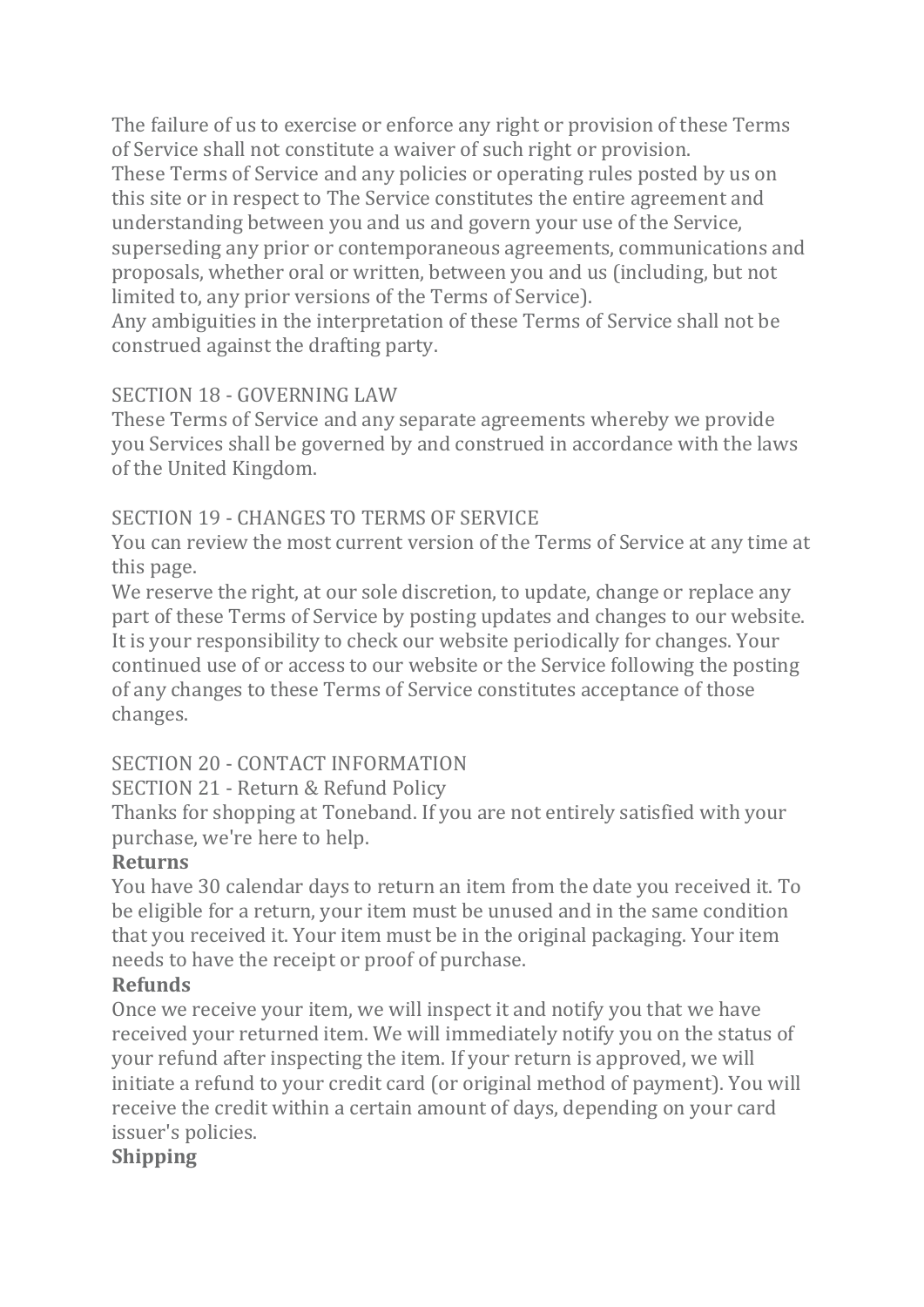The failure of us to exercise or enforce any right or provision of these Terms of Service shall not constitute a waiver of such right or provision.
These Terms of Service and any policies or operating rules posted by us on this site or in respect to The Service constitutes the entire agreement and understanding between you and us and govern your use of the Service, superseding any prior or contemporaneous agreements, communications and proposals, whether oral or written, between you and us (including, but not limited to, any prior versions of the Terms of Service).
Any ambiguities in the interpretation of these Terms of Service shall not be construed against the drafting party.

SECTION 18 - GOVERNING LAW
These Terms of Service and any separate agreements whereby we provide you Services shall be governed by and construed in accordance with the laws of the United Kingdom.

SECTION 19 - CHANGES TO TERMS OF SERVICE
You can review the most current version of the Terms of Service at any time at this page.
We reserve the right, at our sole discretion, to update, change or replace any part of these Terms of Service by posting updates and changes to our website. It is your responsibility to check our website periodically for changes. Your continued use of or access to our website or the Service following the posting of any changes to these Terms of Service constitutes acceptance of those changes.

SECTION 20 - CONTACT INFORMATION
SECTION 21 - Return & Refund Policy
Thanks for shopping at Toneband. If you are not entirely satisfied with your purchase, we're here to help.

**Returns**

You have 30 calendar days to return an item from the date you received it. To be eligible for a return, your item must be unused and in the same condition that you received it. Your item must be in the original packaging. Your item needs to have the receipt or proof of purchase.

**Refunds**

Once we receive your item, we will inspect it and notify you that we have received your returned item. We will immediately notify you on the status of your refund after inspecting the item. If your return is approved, we will initiate a refund to your credit card (or original method of payment). You will receive the credit within a certain amount of days, depending on your card issuer's policies.

**Shipping**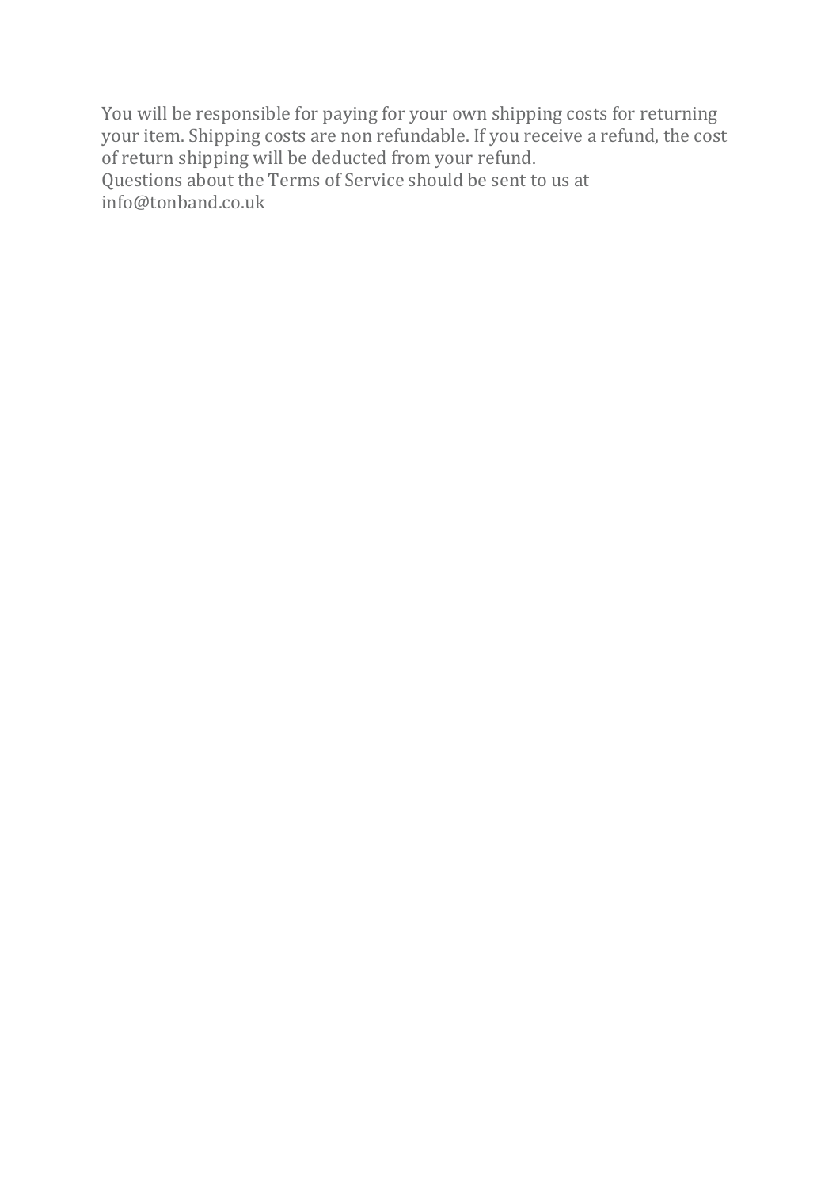You will be responsible for paying for your own shipping costs for returning your item. Shipping costs are non refundable. If you receive a refund, the cost of return shipping will be deducted from your refund.
Questions about the Terms of Service should be sent to us at info@tonband.co.uk